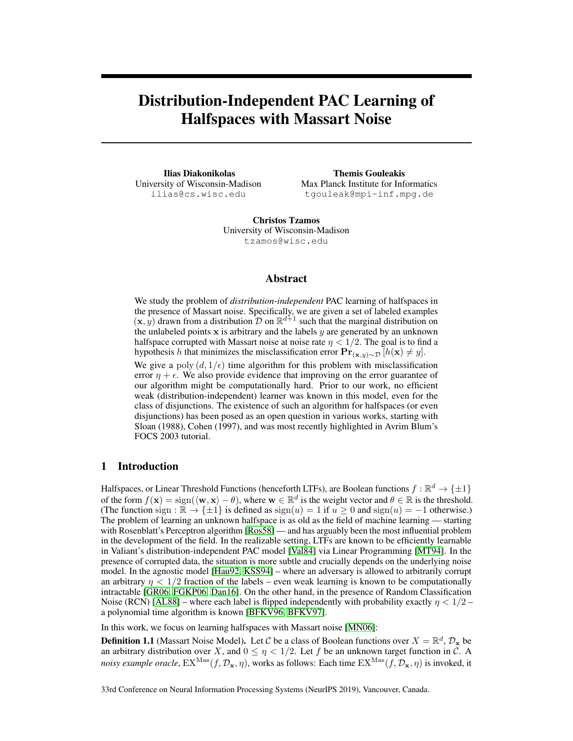# Distribution-Independent PAC Learning of Halfspaces with Massart Noise

**Ilias Diakonikolas**
University of Wisconsin-Madison
ilias@cs.wisc.edu

**Themis Gouleakis**
Max Planck Institute for Informatics
tgouleak@mpi-inf.mpg.de

**Christos Tzamos**
University of Wisconsin-Madison
tzamos@wisc.edu

## Abstract

We study the problem of *distribution-independent* PAC learning of halfspaces in the presence of Massart noise. Specifically, we are given a set of labeled examples $(\mathbf{x}, y)$ drawn from a distribution $\mathcal{D}$ on $\mathbb{R}^{d+1}$ such that the marginal distribution on the unlabeled points $\mathbf{x}$ is arbitrary and the labels $y$ are generated by an unknown halfspace corrupted with Massart noise at noise rate $\eta < 1/2$. The goal is to find a hypothesis $h$ that minimizes the misclassification error $\mathbf{Pr}_{(\mathbf{x},y)\sim\mathcal{D}}[h(\mathbf{x}) \neq y]$.

We give a $\mathrm{poly}(d, 1/\epsilon)$ time algorithm for this problem with misclassification error $\eta + \epsilon$. We also provide evidence that improving on the error guarantee of our algorithm might be computationally hard. Prior to our work, no efficient weak (distribution-independent) learner was known in this model, even for the class of disjunctions. The existence of such an algorithm for halfspaces (or even disjunctions) has been posed as an open question in various works, starting with Sloan (1988), Cohen (1997), and was most recently highlighted in Avrim Blum's FOCS 2003 tutorial.

## 1 Introduction

Halfspaces, or Linear Threshold Functions (henceforth LTFs), are Boolean functions $f : \mathbb{R}^d \to \{\pm 1\}$ of the form $f(\mathbf{x}) = \mathrm{sign}(\langle \mathbf{w}, \mathbf{x} \rangle - \theta)$, where $\mathbf{w} \in \mathbb{R}^d$ is the weight vector and $\theta \in \mathbb{R}$ is the threshold. (The function $\mathrm{sign} : \mathbb{R} \to \{\pm 1\}$ is defined as $\mathrm{sign}(u) = 1$ if $u \geq 0$ and $\mathrm{sign}(u) = -1$ otherwise.) The problem of learning an unknown halfspace is as old as the field of machine learning — starting with Rosenblatt's Perceptron algorithm [Ros58] — and has arguably been the most influential problem in the development of the field. In the realizable setting, LTFs are known to be efficiently learnable in Valiant's distribution-independent PAC model [Val84] via Linear Programming [MT94]. In the presence of corrupted data, the situation is more subtle and crucially depends on the underlying noise model. In the agnostic model [Hau92, KSS94] – where an adversary is allowed to arbitrarily corrupt an arbitrary $\eta < 1/2$ fraction of the labels – even weak learning is known to be computationally intractable [GR06, FGKP06, Dan16]. On the other hand, in the presence of Random Classification Noise (RCN) [AL88] – where each label is flipped independently with probability exactly $\eta < 1/2$ – a polynomial time algorithm is known [BFKV96, BFKV97].

In this work, we focus on learning halfspaces with Massart noise [MN06]:

**Definition 1.1** (Massart Noise Model). Let $\mathcal{C}$ be a class of Boolean functions over $X = \mathbb{R}^d$, $\mathcal{D}_{\mathbf{x}}$ be an arbitrary distribution over $X$, and $0 \leq \eta < 1/2$. Let $f$ be an unknown target function in $\mathcal{C}$. A *noisy example oracle*, $\mathrm{EX}^{\mathrm{Mas}}(f, \mathcal{D}_{\mathbf{x}}, \eta)$, works as follows: Each time $\mathrm{EX}^{\mathrm{Mas}}(f, \mathcal{D}_{\mathbf{x}}, \eta)$ is invoked, it

33rd Conference on Neural Information Processing Systems (NeurIPS 2019), Vancouver, Canada.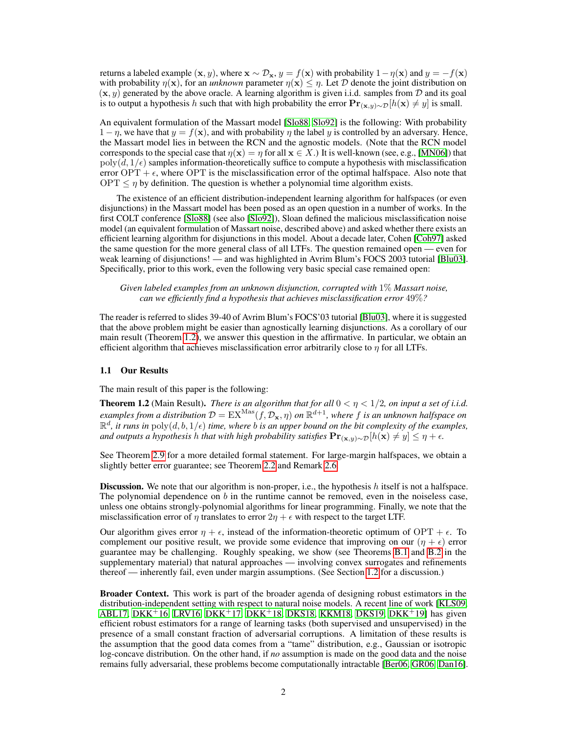returns a labeled example $(\mathbf{x}, y)$, where $\mathbf{x} \sim \mathcal{D}_{\mathbf{x}}$, $y = f(\mathbf{x})$ with probability $1 - \eta(\mathbf{x})$ and $y = -f(\mathbf{x})$ with probability $\eta(\mathbf{x})$, for an *unknown* parameter $\eta(\mathbf{x}) \leq \eta$. Let $\mathcal{D}$ denote the joint distribution on $(\mathbf{x}, y)$ generated by the above oracle. A learning algorithm is given i.i.d. samples from $\mathcal{D}$ and its goal is to output a hypothesis $h$ such that with high probability the error $\mathbf{Pr}_{(\mathbf{x},y)\sim\mathcal{D}}[h(\mathbf{x}) \neq y]$ is small.

An equivalent formulation of the Massart model [Slo88, Slo92] is the following: With probability $1 - \eta$, we have that $y = f(\mathbf{x})$, and with probability $\eta$ the label $y$ is controlled by an adversary. Hence, the Massart model lies in between the RCN and the agnostic models. (Note that the RCN model corresponds to the special case that $\eta(\mathbf{x}) = \eta$ for all $\mathbf{x} \in X$.) It is well-known (see, e.g., [MN06]) that $\mathrm{poly}(d, 1/\epsilon)$ samples information-theoretically suffice to compute a hypothesis with misclassification error $\mathrm{OPT} + \epsilon$, where OPT is the misclassification error of the optimal halfspace. Also note that $\mathrm{OPT} \leq \eta$ by definition. The question is whether a polynomial time algorithm exists.

The existence of an efficient distribution-independent learning algorithm for halfspaces (or even disjunctions) in the Massart model has been posed as an open question in a number of works. In the first COLT conference [Slo88] (see also [Slo92]), Sloan defined the malicious misclassification noise model (an equivalent formulation of Massart noise, described above) and asked whether there exists an efficient learning algorithm for disjunctions in this model. About a decade later, Cohen [Coh97] asked the same question for the more general class of all LTFs. The question remained open — even for weak learning of disjunctions! — and was highlighted in Avrim Blum's FOCS 2003 tutorial [Blu03]. Specifically, prior to this work, even the following very basic special case remained open:

*Given labeled examples from an unknown disjunction, corrupted with $1\%$ Massart noise, can we efficiently find a hypothesis that achieves misclassification error $49\%$?*

The reader is referred to slides 39-40 of Avrim Blum's FOCS'03 tutorial [Blu03], where it is suggested that the above problem might be easier than agnostically learning disjunctions. As a corollary of our main result (Theorem 1.2), we answer this question in the affirmative. In particular, we obtain an efficient algorithm that achieves misclassification error arbitrarily close to $\eta$ for all LTFs.

### 1.1 Our Results

The main result of this paper is the following:

**Theorem 1.2** (Main Result). *There is an algorithm that for all $0 < \eta < 1/2$, on input a set of i.i.d. examples from a distribution $\mathcal{D} = \mathrm{EX}^{\mathrm{Mas}}(f, \mathcal{D}_{\mathbf{x}}, \eta)$ on $\mathbb{R}^{d+1}$, where $f$ is an unknown halfspace on $\mathbb{R}^d$, it runs in $\mathrm{poly}(d, b, 1/\epsilon)$ time, where $b$ is an upper bound on the bit complexity of the examples, and outputs a hypothesis $h$ that with high probability satisfies $\mathbf{Pr}_{(\mathbf{x},y)\sim\mathcal{D}}[h(\mathbf{x}) \neq y] \leq \eta + \epsilon$.*

See Theorem 2.9 for a more detailed formal statement. For large-margin halfspaces, we obtain a slightly better error guarantee; see Theorem 2.2 and Remark 2.6.

**Discussion.** We note that our algorithm is non-proper, i.e., the hypothesis $h$ itself is not a halfspace. The polynomial dependence on $b$ in the runtime cannot be removed, even in the noiseless case, unless one obtains strongly-polynomial algorithms for linear programming. Finally, we note that the misclassification error of $\eta$ translates to error $2\eta + \epsilon$ with respect to the target LTF.

Our algorithm gives error $\eta + \epsilon$, instead of the information-theoretic optimum of $\mathrm{OPT} + \epsilon$. To complement our positive result, we provide some evidence that improving on our $(\eta + \epsilon)$ error guarantee may be challenging. Roughly speaking, we show (see Theorems B.1 and B.2 in the supplementary material) that natural approaches — involving convex surrogates and refinements thereof — inherently fail, even under margin assumptions. (See Section 1.2 for a discussion.)

**Broader Context.** This work is part of the broader agenda of designing robust estimators in the distribution-independent setting with respect to natural noise models. A recent line of work [KLS09, ABL17, DKK+16, LRV16, DKK+17, DKK+18, DKS18, KKM18, DKS19, DKK+19] has given efficient robust estimators for a range of learning tasks (both supervised and unsupervised) in the presence of a small constant fraction of adversarial corruptions. A limitation of these results is the assumption that the good data comes from a "tame" distribution, e.g., Gaussian or isotropic log-concave distribution. On the other hand, if *no* assumption is made on the good data and the noise remains fully adversarial, these problems become computationally intractable [Ber06, GR06, Dan16].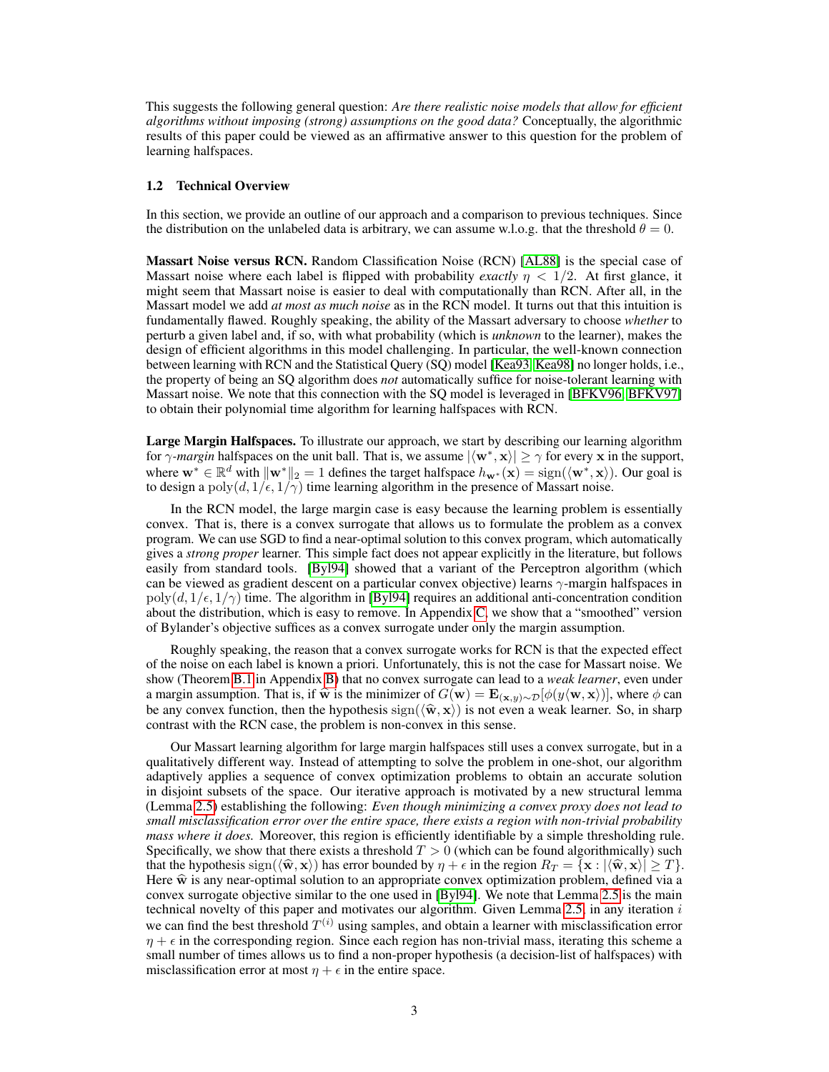This suggests the following general question: *Are there realistic noise models that allow for efficient algorithms without imposing (strong) assumptions on the good data?* Conceptually, the algorithmic results of this paper could be viewed as an affirmative answer to this question for the problem of learning halfspaces.

### 1.2 Technical Overview

In this section, we provide an outline of our approach and a comparison to previous techniques. Since the distribution on the unlabeled data is arbitrary, we can assume w.l.o.g. that the threshold $\theta = 0$.

**Massart Noise versus RCN.** Random Classification Noise (RCN) [AL88] is the special case of Massart noise where each label is flipped with probability *exactly* $\eta < 1/2$. At first glance, it might seem that Massart noise is easier to deal with computationally than RCN. After all, in the Massart model we add *at most as much noise* as in the RCN model. It turns out that this intuition is fundamentally flawed. Roughly speaking, the ability of the Massart adversary to choose *whether* to perturb a given label and, if so, with what probability (which is *unknown* to the learner), makes the design of efficient algorithms in this model challenging. In particular, the well-known connection between learning with RCN and the Statistical Query (SQ) model [Kea93, Kea98] no longer holds, i.e., the property of being an SQ algorithm does *not* automatically suffice for noise-tolerant learning with Massart noise. We note that this connection with the SQ model is leveraged in [BFKV96, BFKV97] to obtain their polynomial time algorithm for learning halfspaces with RCN.

**Large Margin Halfspaces.** To illustrate our approach, we start by describing our learning algorithm for $\gamma$-*margin* halfspaces on the unit ball. That is, we assume $|\langle \mathbf{w}^*, \mathbf{x} \rangle| \geq \gamma$ for every $\mathbf{x}$ in the support, where $\mathbf{w}^* \in \mathbb{R}^d$ with $\|\mathbf{w}^*\|_2 = 1$ defines the target halfspace $h_{\mathbf{w}^*}(\mathbf{x}) = \mathrm{sign}(\langle \mathbf{w}^*, \mathbf{x} \rangle)$. Our goal is to design a $\mathrm{poly}(d, 1/\epsilon, 1/\gamma)$ time learning algorithm in the presence of Massart noise.

In the RCN model, the large margin case is easy because the learning problem is essentially convex. That is, there is a convex surrogate that allows us to formulate the problem as a convex program. We can use SGD to find a near-optimal solution to this convex program, which automatically gives a *strong proper* learner. This simple fact does not appear explicitly in the literature, but follows easily from standard tools. [Byl94] showed that a variant of the Perceptron algorithm (which can be viewed as gradient descent on a particular convex objective) learns $\gamma$-margin halfspaces in $\mathrm{poly}(d, 1/\epsilon, 1/\gamma)$ time. The algorithm in [Byl94] requires an additional anti-concentration condition about the distribution, which is easy to remove. In Appendix C, we show that a "smoothed" version of Bylander's objective suffices as a convex surrogate under only the margin assumption.

Roughly speaking, the reason that a convex surrogate works for RCN is that the expected effect of the noise on each label is known a priori. Unfortunately, this is not the case for Massart noise. We show (Theorem B.1 in Appendix B) that no convex surrogate can lead to a *weak learner*, even under a margin assumption. That is, if $\widehat{\mathbf{w}}$ is the minimizer of $G(\mathbf{w}) = \mathbf{E}_{(\mathbf{x},y)\sim\mathcal{D}}[\phi(y\langle \mathbf{w}, \mathbf{x} \rangle)]$, where $\phi$ can be any convex function, then the hypothesis $\mathrm{sign}(\langle \widehat{\mathbf{w}}, \mathbf{x} \rangle)$ is not even a weak learner. So, in sharp contrast with the RCN case, the problem is non-convex in this sense.

Our Massart learning algorithm for large margin halfspaces still uses a convex surrogate, but in a qualitatively different way. Instead of attempting to solve the problem in one-shot, our algorithm adaptively applies a sequence of convex optimization problems to obtain an accurate solution in disjoint subsets of the space. Our iterative approach is motivated by a new structural lemma (Lemma 2.5) establishing the following: *Even though minimizing a convex proxy does not lead to small misclassification error over the entire space, there exists a region with non-trivial probability mass where it does.* Moreover, this region is efficiently identifiable by a simple thresholding rule. Specifically, we show that there exists a threshold $T > 0$ (which can be found algorithmically) such that the hypothesis $\mathrm{sign}(\langle \widehat{\mathbf{w}}, \mathbf{x} \rangle)$ has error bounded by $\eta + \epsilon$ in the region $R_T = \{\mathbf{x} : |\langle \widehat{\mathbf{w}}, \mathbf{x} \rangle| \geq T\}$. Here $\widehat{\mathbf{w}}$ is any near-optimal solution to an appropriate convex optimization problem, defined via a convex surrogate objective similar to the one used in [Byl94]. We note that Lemma 2.5 is the main technical novelty of this paper and motivates our algorithm. Given Lemma 2.5, in any iteration $i$ we can find the best threshold $T^{(i)}$ using samples, and obtain a learner with misclassification error $\eta + \epsilon$ in the corresponding region. Since each region has non-trivial mass, iterating this scheme a small number of times allows us to find a non-proper hypothesis (a decision-list of halfspaces) with misclassification error at most $\eta + \epsilon$ in the entire space.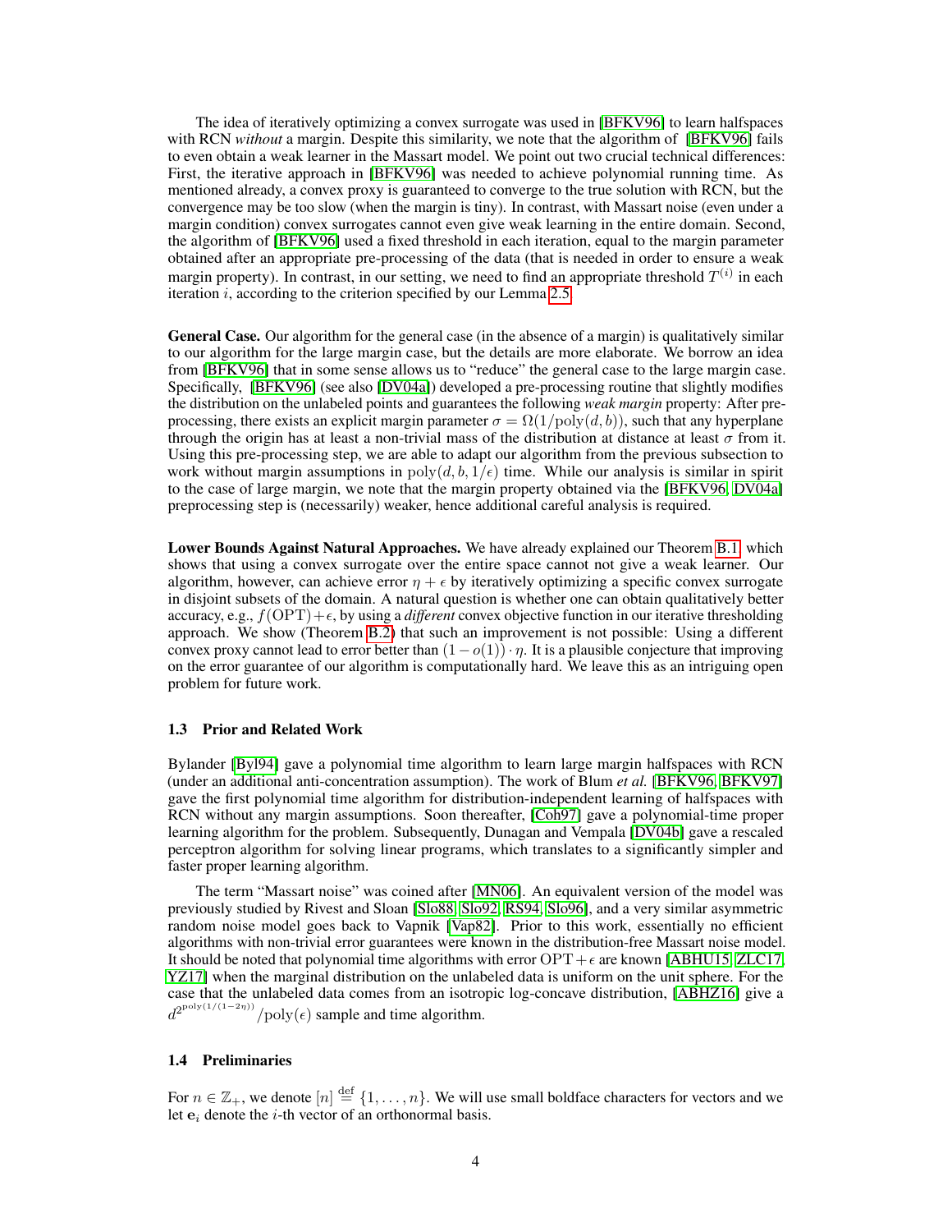The idea of iteratively optimizing a convex surrogate was used in [BFKV96] to learn halfspaces with RCN *without* a margin. Despite this similarity, we note that the algorithm of [BFKV96] fails to even obtain a weak learner in the Massart model. We point out two crucial technical differences: First, the iterative approach in [BFKV96] was needed to achieve polynomial running time. As mentioned already, a convex proxy is guaranteed to converge to the true solution with RCN, but the convergence may be too slow (when the margin is tiny). In contrast, with Massart noise (even under a margin condition) convex surrogates cannot even give weak learning in the entire domain. Second, the algorithm of [BFKV96] used a fixed threshold in each iteration, equal to the margin parameter obtained after an appropriate pre-processing of the data (that is needed in order to ensure a weak margin property). In contrast, in our setting, we need to find an appropriate threshold $T^{(i)}$ in each iteration $i$, according to the criterion specified by our Lemma 2.5.

**General Case.** Our algorithm for the general case (in the absence of a margin) is qualitatively similar to our algorithm for the large margin case, but the details are more elaborate. We borrow an idea from [BFKV96] that in some sense allows us to "reduce" the general case to the large margin case. Specifically, [BFKV96] (see also [DV04a]) developed a pre-processing routine that slightly modifies the distribution on the unlabeled points and guarantees the following *weak margin* property: After pre-processing, there exists an explicit margin parameter $\sigma = \Omega(1/\mathrm{poly}(d, b))$, such that any hyperplane through the origin has at least a non-trivial mass of the distribution at distance at least $\sigma$ from it. Using this pre-processing step, we are able to adapt our algorithm from the previous subsection to work without margin assumptions in $\mathrm{poly}(d, b, 1/\epsilon)$ time. While our analysis is similar in spirit to the case of large margin, we note that the margin property obtained via the [BFKV96, DV04a] preprocessing step is (necessarily) weaker, hence additional careful analysis is required.

**Lower Bounds Against Natural Approaches.** We have already explained our Theorem B.1, which shows that using a convex surrogate over the entire space cannot not give a weak learner. Our algorithm, however, can achieve error $\eta + \epsilon$ by iteratively optimizing a specific convex surrogate in disjoint subsets of the domain. A natural question is whether one can obtain qualitatively better accuracy, e.g., $f(\mathrm{OPT}) + \epsilon$, by using a *different* convex objective function in our iterative thresholding approach. We show (Theorem B.2) that such an improvement is not possible: Using a different convex proxy cannot lead to error better than $(1 - o(1)) \cdot \eta$. It is a plausible conjecture that improving on the error guarantee of our algorithm is computationally hard. We leave this as an intriguing open problem for future work.

### 1.3 Prior and Related Work

Bylander [Byl94] gave a polynomial time algorithm to learn large margin halfspaces with RCN (under an additional anti-concentration assumption). The work of Blum *et al.* [BFKV96, BFKV97] gave the first polynomial time algorithm for distribution-independent learning of halfspaces with RCN without any margin assumptions. Soon thereafter, [Coh97] gave a polynomial-time proper learning algorithm for the problem. Subsequently, Dunagan and Vempala [DV04b] gave a rescaled perceptron algorithm for solving linear programs, which translates to a significantly simpler and faster proper learning algorithm.

The term "Massart noise" was coined after [MN06]. An equivalent version of the model was previously studied by Rivest and Sloan [Slo88, Slo92, RS94, Slo96], and a very similar asymmetric random noise model goes back to Vapnik [Vap82]. Prior to this work, essentially no efficient algorithms with non-trivial error guarantees were known in the distribution-free Massart noise model. It should be noted that polynomial time algorithms with error $\mathrm{OPT} + \epsilon$ are known [ABHU15, ZLC17, YZ17] when the marginal distribution on the unlabeled data is uniform on the unit sphere. For the case that the unlabeled data comes from an isotropic log-concave distribution, [ABHZ16] give a $d^{2^{\mathrm{poly}(1/(1-2\eta))}}/\mathrm{poly}(\epsilon)$ sample and time algorithm.

### 1.4 Preliminaries

For $n \in \mathbb{Z}_+$, we denote $[n] \stackrel{\mathrm{def}}{=} \{1, \ldots, n\}$. We will use small boldface characters for vectors and we let $\mathbf{e}_i$ denote the $i$-th vector of an orthonormal basis.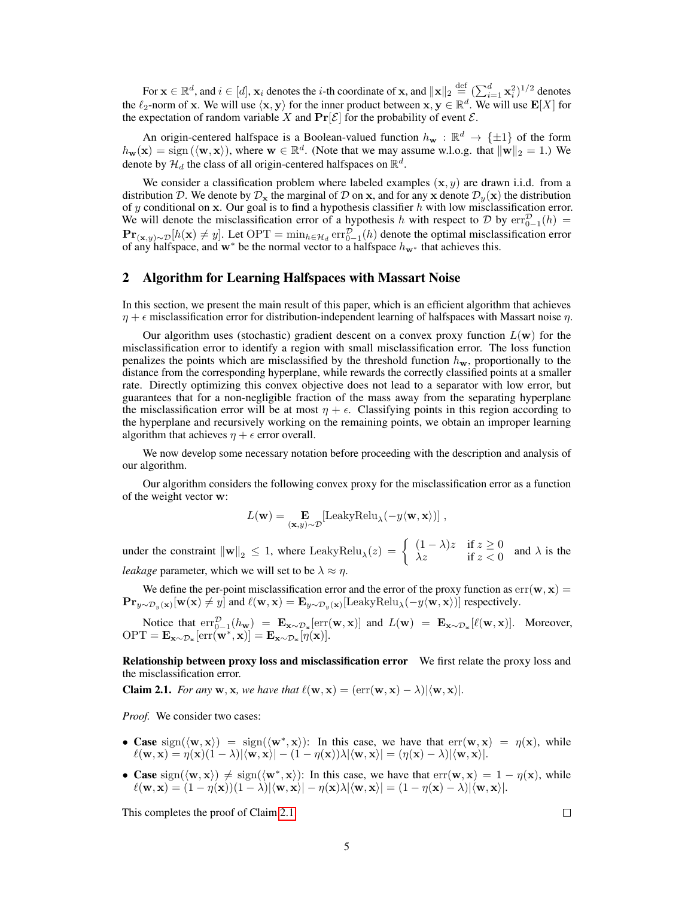For $\mathbf{x} \in \mathbb{R}^d$, and $i \in [d]$, $\mathbf{x}_i$ denotes the $i$-th coordinate of $\mathbf{x}$, and $\|\mathbf{x}\|_2 \stackrel{\text{def}}{=} (\sum_{i=1}^d \mathbf{x}_i^2)^{1/2}$ denotes the $\ell_2$-norm of $\mathbf{x}$. We will use $\langle \mathbf{x}, \mathbf{y} \rangle$ for the inner product between $\mathbf{x}, \mathbf{y} \in \mathbb{R}^d$. We will use $\mathbf{E}[X]$ for the expectation of random variable $X$ and $\mathbf{Pr}[\mathcal{E}]$ for the probability of event $\mathcal{E}$.

An origin-centered halfspace is a Boolean-valued function $h_{\mathbf{w}} : \mathbb{R}^d \to \{\pm 1\}$ of the form $h_{\mathbf{w}}(\mathbf{x}) = \text{sign}(\langle \mathbf{w}, \mathbf{x} \rangle)$, where $\mathbf{w} \in \mathbb{R}^d$. (Note that we may assume w.l.o.g. that $\|\mathbf{w}\|_2 = 1$.) We denote by $\mathcal{H}_d$ the class of all origin-centered halfspaces on $\mathbb{R}^d$.

We consider a classification problem where labeled examples $(\mathbf{x}, y)$ are drawn i.i.d. from a distribution $\mathcal{D}$. We denote by $\mathcal{D}_{\mathbf{x}}$ the marginal of $\mathcal{D}$ on $\mathbf{x}$, and for any $\mathbf{x}$ denote $\mathcal{D}_y(\mathbf{x})$ the distribution of $y$ conditional on $\mathbf{x}$. Our goal is to find a hypothesis classifier $h$ with low misclassification error. We will denote the misclassification error of a hypothesis $h$ with respect to $\mathcal{D}$ by $\text{err}_{0-1}^{\mathcal{D}}(h) = \mathbf{Pr}_{(\mathbf{x},y)\sim\mathcal{D}}[h(\mathbf{x}) \neq y]$. Let $\text{OPT} = \min_{h \in \mathcal{H}_d} \text{err}_{0-1}^{\mathcal{D}}(h)$ denote the optimal misclassification error of any halfspace, and $\mathbf{w}^*$ be the normal vector to a halfspace $h_{\mathbf{w}^*}$ that achieves this.

## 2 Algorithm for Learning Halfspaces with Massart Noise

In this section, we present the main result of this paper, which is an efficient algorithm that achieves $\eta + \epsilon$ misclassification error for distribution-independent learning of halfspaces with Massart noise $\eta$.

Our algorithm uses (stochastic) gradient descent on a convex proxy function $L(\mathbf{w})$ for the misclassification error to identify a region with small misclassification error. The loss function penalizes the points which are misclassified by the threshold function $h_{\mathbf{w}}$, proportionally to the distance from the corresponding hyperplane, while rewards the correctly classified points at a smaller rate. Directly optimizing this convex objective does not lead to a separator with low error, but guarantees that for a non-negligible fraction of the mass away from the separating hyperplane the misclassification error will be at most $\eta + \epsilon$. Classifying points in this region according to the hyperplane and recursively working on the remaining points, we obtain an improper learning algorithm that achieves $\eta + \epsilon$ error overall.

We now develop some necessary notation before proceeding with the description and analysis of our algorithm.

Our algorithm considers the following convex proxy for the misclassification error as a function of the weight vector $\mathbf{w}$:

$$L(\mathbf{w}) = \mathop{\mathbf{E}}_{(\mathbf{x},y)\sim\mathcal{D}}[\text{LeakyRelu}_\lambda(-y\langle \mathbf{w}, \mathbf{x} \rangle)] ,$$

under the constraint $\|\mathbf{w}\|_2 \leq 1$, where $\text{LeakyRelu}_\lambda(z) = \begin{cases} (1-\lambda)z & \text{if } z \geq 0 \\ \lambda z & \text{if } z < 0 \end{cases}$ and $\lambda$ is the *leakage* parameter, which we will set to be $\lambda \approx \eta$.

We define the per-point misclassification error and the error of the proxy function as $\text{err}(\mathbf{w}, \mathbf{x}) = \mathbf{Pr}_{y\sim\mathcal{D}_y(\mathbf{x})}[\mathbf{w}(\mathbf{x}) \neq y]$ and $\ell(\mathbf{w}, \mathbf{x}) = \mathbf{E}_{y\sim\mathcal{D}_y(\mathbf{x})}[\text{LeakyRelu}_\lambda(-y\langle \mathbf{w}, \mathbf{x} \rangle)]$ respectively.

Notice that $\text{err}_{0-1}^{\mathcal{D}}(h_{\mathbf{w}}) = \mathbf{E}_{\mathbf{x}\sim\mathcal{D}_{\mathbf{x}}}[\text{err}(\mathbf{w}, \mathbf{x})]$ and $L(\mathbf{w}) = \mathbf{E}_{\mathbf{x}\sim\mathcal{D}_{\mathbf{x}}}[\ell(\mathbf{w}, \mathbf{x})]$. Moreover, $\text{OPT} = \mathbf{E}_{\mathbf{x}\sim\mathcal{D}_{\mathbf{x}}}[\text{err}(\mathbf{w}^*, \mathbf{x})] = \mathbf{E}_{\mathbf{x}\sim\mathcal{D}_{\mathbf{x}}}[\eta(\mathbf{x})]$.

**Relationship between proxy loss and misclassification error** We first relate the proxy loss and the misclassification error.

**Claim 2.1.** *For any* $\mathbf{w}, \mathbf{x}$*, we have that* $\ell(\mathbf{w}, \mathbf{x}) = (\text{err}(\mathbf{w}, \mathbf{x}) - \lambda)|\langle \mathbf{w}, \mathbf{x} \rangle|$.

*Proof.* We consider two cases:

- **Case** $\text{sign}(\langle \mathbf{w}, \mathbf{x} \rangle) = \text{sign}(\langle \mathbf{w}^*, \mathbf{x} \rangle)$: In this case, we have that $\text{err}(\mathbf{w}, \mathbf{x}) = \eta(\mathbf{x})$, while $\ell(\mathbf{w}, \mathbf{x}) = \eta(\mathbf{x})(1-\lambda)|\langle \mathbf{w}, \mathbf{x} \rangle| - (1-\eta(\mathbf{x}))\lambda|\langle \mathbf{w}, \mathbf{x} \rangle| = (\eta(\mathbf{x}) - \lambda)|\langle \mathbf{w}, \mathbf{x} \rangle|$.
- **Case** $\text{sign}(\langle \mathbf{w}, \mathbf{x} \rangle) \neq \text{sign}(\langle \mathbf{w}^*, \mathbf{x} \rangle)$: In this case, we have that $\text{err}(\mathbf{w}, \mathbf{x}) = 1 - \eta(\mathbf{x})$, while $\ell(\mathbf{w}, \mathbf{x}) = (1-\eta(\mathbf{x}))(1-\lambda)|\langle \mathbf{w}, \mathbf{x} \rangle| - \eta(\mathbf{x})\lambda|\langle \mathbf{w}, \mathbf{x} \rangle| = (1 - \eta(\mathbf{x}) - \lambda)|\langle \mathbf{w}, \mathbf{x} \rangle|$.

This completes the proof of Claim 2.1. ∎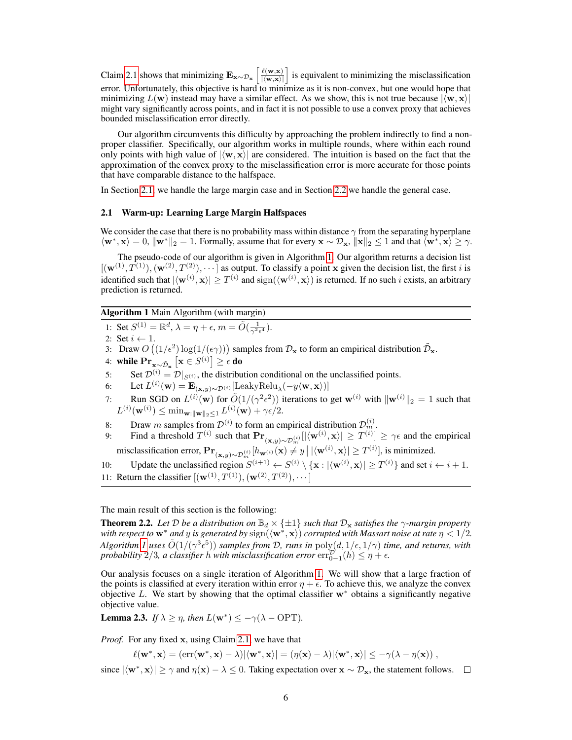Claim 2.1 shows that minimizing $\mathbf{E}_{\mathbf{x}\sim\mathcal{D}_\mathbf{x}}\left[\frac{\ell(\mathbf{w},\mathbf{x})}{|\langle \mathbf{w},\mathbf{x}\rangle|}\right]$ is equivalent to minimizing the misclassification error. Unfortunately, this objective is hard to minimize as it is non-convex, but one would hope that minimizing $L(\mathbf{w})$ instead may have a similar effect. As we show, this is not true because $|\langle \mathbf{w},\mathbf{x}\rangle|$ might vary significantly across points, and in fact it is not possible to use a convex proxy that achieves bounded misclassification error directly.

Our algorithm circumvents this difficulty by approaching the problem indirectly to find a non-proper classifier. Specifically, our algorithm works in multiple rounds, where within each round only points with high value of $|\langle \mathbf{w},\mathbf{x}\rangle|$ are considered. The intuition is based on the fact that the approximation of the convex proxy to the misclassification error is more accurate for those points that have comparable distance to the halfspace.

In Section 2.1, we handle the large margin case and in Section 2.2 we handle the general case.

### 2.1 Warm-up: Learning Large Margin Halfspaces

We consider the case that there is no probability mass within distance $\gamma$ from the separating hyperplane $\langle \mathbf{w}^*,\mathbf{x}\rangle = 0$, $\|\mathbf{w}^*\|_2 = 1$. Formally, assume that for every $\mathbf{x}\sim\mathcal{D}_\mathbf{x}$, $\|\mathbf{x}\|_2 \le 1$ and that $\langle \mathbf{w}^*,\mathbf{x}\rangle \ge \gamma$.

The pseudo-code of our algorithm is given in Algorithm 1. Our algorithm returns a decision list $[(\mathbf{w}^{(1)}, T^{(1)}), (\mathbf{w}^{(2)}, T^{(2)}), \cdots]$ as output. To classify a point $\mathbf{x}$ given the decision list, the first $i$ is identified such that $|\langle \mathbf{w}^{(i)},\mathbf{x}\rangle| \ge T^{(i)}$ and $\mathrm{sign}(\langle \mathbf{w}^{(i)},\mathbf{x}\rangle)$ is returned. If no such $i$ exists, an arbitrary prediction is returned.

**Algorithm 1** Main Algorithm (with margin)

1: Set $S^{(1)} = \mathbb{R}^d$, $\lambda = \eta + \epsilon$, $m = \tilde{O}(\frac{1}{\gamma^2\epsilon^4})$.
2: Set $i \leftarrow 1$.
3: Draw $O\left((1/\epsilon^2)\log(1/(\epsilon\gamma))\right)$ samples from $\mathcal{D}_\mathbf{x}$ to form an empirical distribution $\tilde{\mathcal{D}}_\mathbf{x}$.
4: **while** $\mathbf{Pr}_{\mathbf{x}\sim\tilde{\mathcal{D}}_\mathbf{x}}\left[\mathbf{x}\in S^{(i)}\right] \ge \epsilon$ **do**
5: Set $\mathcal{D}^{(i)} = \mathcal{D}|_{S^{(i)}}$, the distribution conditional on the unclassified points.
6: Let $L^{(i)}(\mathbf{w}) = \mathbf{E}_{(\mathbf{x},y)\sim\mathcal{D}^{(i)}}[\mathrm{LeakyRelu}_\lambda(-y\langle \mathbf{w},\mathbf{x}\rangle)]$
7: Run SGD on $L^{(i)}(\mathbf{w})$ for $\tilde{O}(1/(\gamma^2\epsilon^2))$ iterations to get $\mathbf{w}^{(i)}$ with $\|\mathbf{w}^{(i)}\|_2 = 1$ such that $L^{(i)}(\mathbf{w}^{(i)}) \le \min_{\mathbf{w}:\|\mathbf{w}\|_2\le 1} L^{(i)}(\mathbf{w}) + \gamma\epsilon/2$.
8: Draw $m$ samples from $\mathcal{D}^{(i)}$ to form an empirical distribution $\mathcal{D}^{(i)}_m$.
9: Find a threshold $T^{(i)}$ such that $\mathbf{Pr}_{(\mathbf{x},y)\sim\mathcal{D}^{(i)}_m}[|\langle \mathbf{w}^{(i)},\mathbf{x}\rangle| \ge T^{(i)}] \ge \gamma\epsilon$ and the empirical misclassification error, $\mathbf{Pr}_{(\mathbf{x},y)\sim\mathcal{D}^{(i)}_m}[h_{\mathbf{w}^{(i)}}(\mathbf{x}) \ne y \,\big|\, |\langle \mathbf{w}^{(i)},\mathbf{x}\rangle| \ge T^{(i)}]$, is minimized.
10: Update the unclassified region $S^{(i+1)} \leftarrow S^{(i)} \setminus \{\mathbf{x} : |\langle \mathbf{w}^{(i)},\mathbf{x}\rangle| \ge T^{(i)}\}$ and set $i \leftarrow i+1$.
11: Return the classifier $[(\mathbf{w}^{(1)}, T^{(1)}), (\mathbf{w}^{(2)}, T^{(2)}), \cdots]$

The main result of this section is the following:

**Theorem 2.2.** *Let $\mathcal{D}$ be a distribution on $\mathbb{B}_d \times \{\pm 1\}$ such that $\mathcal{D}_\mathbf{x}$ satisfies the $\gamma$-margin property with respect to $\mathbf{w}^*$ and $y$ is generated by $\mathrm{sign}(\langle \mathbf{w}^*,\mathbf{x}\rangle)$ corrupted with Massart noise at rate $\eta < 1/2$. Algorithm 1 uses $\tilde{O}(1/(\gamma^3\epsilon^5))$ samples from $\mathcal{D}$, runs in $\mathrm{poly}(d, 1/\epsilon, 1/\gamma)$ time, and returns, with probability $2/3$, a classifier $h$ with misclassification error $\mathrm{err}^{\mathcal{D}}_{0-1}(h) \le \eta + \epsilon$.*

Our analysis focuses on a single iteration of Algorithm 1. We will show that a large fraction of the points is classified at every iteration within error $\eta + \epsilon$. To achieve this, we analyze the convex objective $L$. We start by showing that the optimal classifier $\mathbf{w}^*$ obtains a significantly negative objective value.

**Lemma 2.3.** *If $\lambda \ge \eta$, then $L(\mathbf{w}^*) \le -\gamma(\lambda - \mathrm{OPT})$.*

*Proof.* For any fixed $\mathbf{x}$, using Claim 2.1, we have that

$$\ell(\mathbf{w}^*,\mathbf{x}) = (\mathrm{err}(\mathbf{w}^*,\mathbf{x}) - \lambda)|\langle \mathbf{w}^*,\mathbf{x}\rangle| = (\eta(\mathbf{x}) - \lambda)|\langle \mathbf{w}^*,\mathbf{x}\rangle| \le -\gamma(\lambda - \eta(\mathbf{x}))\,,$$

since $|\langle \mathbf{w}^*,\mathbf{x}\rangle| \ge \gamma$ and $\eta(\mathbf{x}) - \lambda \le 0$. Taking expectation over $\mathbf{x}\sim\mathcal{D}_\mathbf{x}$, the statement follows. $\square$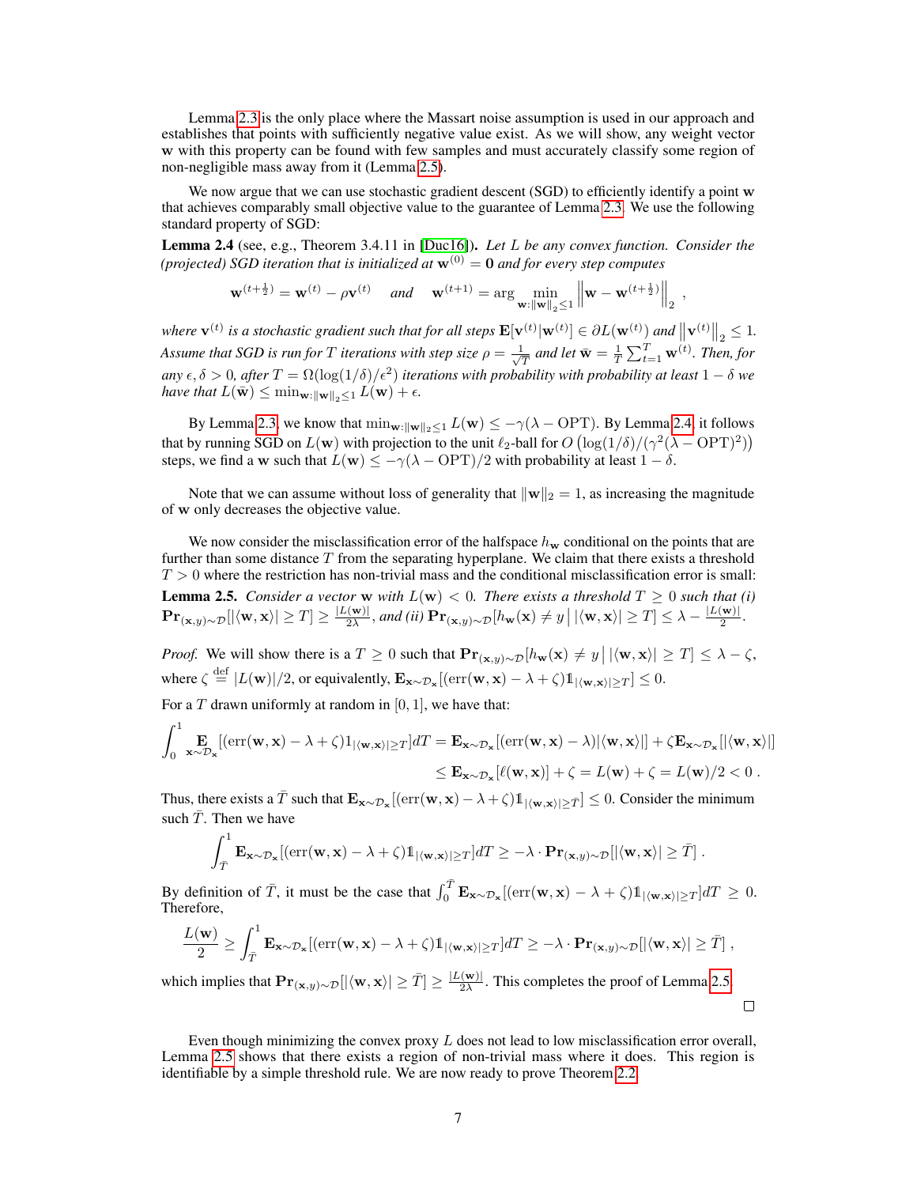Lemma 2.3 is the only place where the Massart noise assumption is used in our approach and establishes that points with sufficiently negative value exist. As we will show, any weight vector $\mathbf{w}$ with this property can be found with few samples and must accurately classify some region of non-negligible mass away from it (Lemma 2.5).

We now argue that we can use stochastic gradient descent (SGD) to efficiently identify a point $\mathbf{w}$ that achieves comparably small objective value to the guarantee of Lemma 2.3. We use the following standard property of SGD:

**Lemma 2.4** (see, e.g., Theorem 3.4.11 in [Duc16]). *Let $L$ be any convex function. Consider the (projected) SGD iteration that is initialized at $\mathbf{w}^{(0)} = \mathbf{0}$ and for every step computes*

$$\mathbf{w}^{(t+\frac{1}{2})} = \mathbf{w}^{(t)} - \rho \mathbf{v}^{(t)} \quad \text{and} \quad \mathbf{w}^{(t+1)} = \arg\min_{\mathbf{w}:\|\mathbf{w}\|_2 \le 1} \left\| \mathbf{w} - \mathbf{w}^{(t+\frac{1}{2})} \right\|_2 ,$$

*where $\mathbf{v}^{(t)}$ is a stochastic gradient such that for all steps $\mathbf{E}[\mathbf{v}^{(t)} | \mathbf{w}^{(t)}] \in \partial L(\mathbf{w}^{(t)})$ and $\left\|\mathbf{v}^{(t)}\right\|_2 \le 1$. Assume that SGD is run for $T$ iterations with step size $\rho = \frac{1}{\sqrt{T}}$ and let $\bar{\mathbf{w}} = \frac{1}{T}\sum_{t=1}^{T} \mathbf{w}^{(t)}$. Then, for any $\epsilon, \delta > 0$, after $T = \Omega(\log(1/\delta)/\epsilon^2)$ iterations with probability with probability at least $1-\delta$ we have that $L(\bar{\mathbf{w}}) \le \min_{\mathbf{w}:\|\mathbf{w}\|_2 \le 1} L(\mathbf{w}) + \epsilon$.*

By Lemma 2.3, we know that $\min_{\mathbf{w}:\|\mathbf{w}\|_2 \le 1} L(\mathbf{w}) \le -\gamma(\lambda - \mathrm{OPT})$. By Lemma 2.4, it follows that by running SGD on $L(\mathbf{w})$ with projection to the unit $\ell_2$-ball for $O\left(\log(1/\delta)/(\gamma^2(\lambda - \mathrm{OPT})^2)\right)$ steps, we find a $\mathbf{w}$ such that $L(\mathbf{w}) \le -\gamma(\lambda - \mathrm{OPT})/2$ with probability at least $1-\delta$.

Note that we can assume without loss of generality that $\|\mathbf{w}\|_2 = 1$, as increasing the magnitude of $\mathbf{w}$ only decreases the objective value.

We now consider the misclassification error of the halfspace $h_{\mathbf{w}}$ conditional on the points that are further than some distance $T$ from the separating hyperplane. We claim that there exists a threshold $T > 0$ where the restriction has non-trivial mass and the conditional misclassification error is small:

**Lemma 2.5.** *Consider a vector $\mathbf{w}$ with $L(\mathbf{w}) < 0$. There exists a threshold $T \ge 0$ such that (i) $\mathbf{Pr}_{(\mathbf{x},y)\sim\mathcal{D}}[|\langle \mathbf{w}, \mathbf{x}\rangle| \ge T] \ge \frac{|L(\mathbf{w})|}{2\lambda}$, and (ii) $\mathbf{Pr}_{(\mathbf{x},y)\sim\mathcal{D}}[h_{\mathbf{w}}(\mathbf{x}) \neq y \,\big|\, |\langle \mathbf{w}, \mathbf{x}\rangle| \ge T] \le \lambda - \frac{|L(\mathbf{w})|}{2}$.*

*Proof.* We will show there is a $T \ge 0$ such that $\mathbf{Pr}_{(\mathbf{x},y)\sim\mathcal{D}}[h_{\mathbf{w}}(\mathbf{x}) \neq y \,\big|\, |\langle \mathbf{w}, \mathbf{x}\rangle| \ge T] \le \lambda - \zeta$, where $\zeta \stackrel{\text{def}}{=} |L(\mathbf{w})|/2$, or equivalently, $\mathbf{E}_{\mathbf{x}\sim\mathcal{D}_{\mathbf{x}}}[(\mathrm{err}(\mathbf{w},\mathbf{x}) - \lambda + \zeta)\mathbb{1}_{|\langle \mathbf{w},\mathbf{x}\rangle| \ge T}] \le 0$.

For a $T$ drawn uniformly at random in $[0,1]$, we have that:

$$\int_0^1 \mathop{\mathbf{E}}_{\mathbf{x}\sim\mathcal{D}_{\mathbf{x}}}[(\mathrm{err}(\mathbf{w},\mathbf{x}) - \lambda + \zeta)1_{|\langle \mathbf{w},\mathbf{x}\rangle| \ge T}]dT = \mathbf{E}_{\mathbf{x}\sim\mathcal{D}_{\mathbf{x}}}[(\mathrm{err}(\mathbf{w},\mathbf{x}) - \lambda)|\langle \mathbf{w},\mathbf{x}\rangle|] + \zeta \mathbf{E}_{\mathbf{x}\sim\mathcal{D}_{\mathbf{x}}}[|\langle \mathbf{w},\mathbf{x}\rangle|]$$
$$\le \mathbf{E}_{\mathbf{x}\sim\mathcal{D}_{\mathbf{x}}}[\ell(\mathbf{w},\mathbf{x})] + \zeta = L(\mathbf{w}) + \zeta = L(\mathbf{w})/2 < 0 .$$

Thus, there exists a $\bar{T}$ such that $\mathbf{E}_{\mathbf{x}\sim\mathcal{D}_{\mathbf{x}}}[(\mathrm{err}(\mathbf{w},\mathbf{x}) - \lambda + \zeta)\mathbb{1}_{|\langle \mathbf{w},\mathbf{x}\rangle| \ge \bar{T}}] \le 0$. Consider the minimum such $\bar{T}$. Then we have

$$\int_{\bar{T}}^1 \mathbf{E}_{\mathbf{x}\sim\mathcal{D}_{\mathbf{x}}}[(\mathrm{err}(\mathbf{w},\mathbf{x}) - \lambda + \zeta)\mathbb{1}_{|\langle \mathbf{w},\mathbf{x}\rangle| \ge T}]dT \ge -\lambda \cdot \mathbf{Pr}_{(\mathbf{x},y)\sim\mathcal{D}}[|\langle \mathbf{w},\mathbf{x}\rangle| \ge \bar{T}] .$$

By definition of $\bar{T}$, it must be the case that $\int_0^{\bar{T}} \mathbf{E}_{\mathbf{x}\sim\mathcal{D}_{\mathbf{x}}}[(\mathrm{err}(\mathbf{w},\mathbf{x}) - \lambda + \zeta)\mathbb{1}_{|\langle \mathbf{w},\mathbf{x}\rangle| \ge T}]dT \ge 0$. Therefore,

$$\frac{L(\mathbf{w})}{2} \ge \int_{\bar{T}}^1 \mathbf{E}_{\mathbf{x}\sim\mathcal{D}_{\mathbf{x}}}[(\mathrm{err}(\mathbf{w},\mathbf{x}) - \lambda + \zeta)\mathbb{1}_{|\langle \mathbf{w},\mathbf{x}\rangle| \ge T}]dT \ge -\lambda \cdot \mathbf{Pr}_{(\mathbf{x},y)\sim\mathcal{D}}[|\langle \mathbf{w},\mathbf{x}\rangle| \ge \bar{T}] ,$$

which implies that $\mathbf{Pr}_{(\mathbf{x},y)\sim\mathcal{D}}[|\langle \mathbf{w},\mathbf{x}\rangle| \ge \bar{T}] \ge \frac{|L(\mathbf{w})|}{2\lambda}$. This completes the proof of Lemma 2.5. ∎

Even though minimizing the convex proxy $L$ does not lead to low misclassification error overall, Lemma 2.5 shows that there exists a region of non-trivial mass where it does. This region is identifiable by a simple threshold rule. We are now ready to prove Theorem 2.2.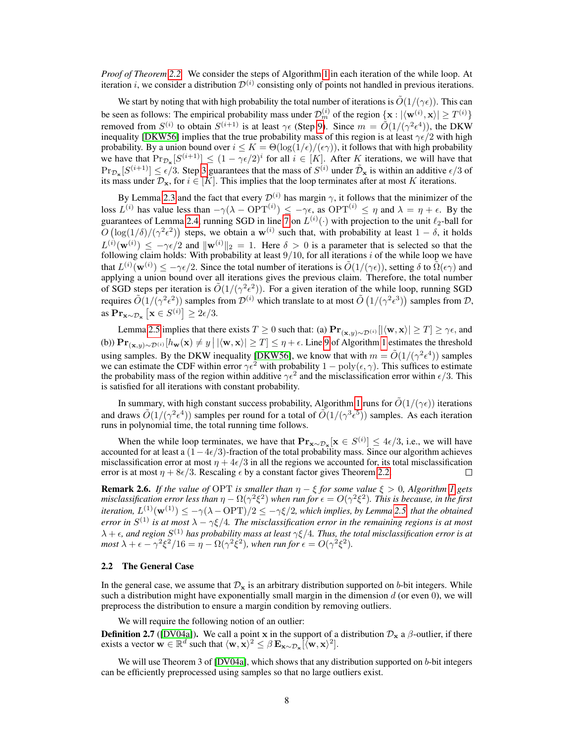*Proof of Theorem 2.2.* We consider the steps of Algorithm 1 in each iteration of the while loop. At iteration $i$, we consider a distribution $\mathcal{D}^{(i)}$ consisting only of points not handled in previous iterations.

We start by noting that with high probability the total number of iterations is $\tilde{O}(1/(\gamma\epsilon))$. This can be seen as follows: The empirical probability mass under $\mathcal{D}_m^{(i)}$ of the region $\{\mathbf{x} : |\langle \mathbf{w}^{(i)}, \mathbf{x}\rangle| \geq T^{(i)}\}$ removed from $S^{(i)}$ to obtain $S^{(i+1)}$ is at least $\gamma\epsilon$ (Step 9). Since $m = \tilde{O}(1/(\gamma^2\epsilon^4))$, the DKW inequality [DKW56] implies that the true probability mass of this region is at least $\gamma\epsilon/2$ with high probability. By a union bound over $i \leq K = \Theta(\log(1/\epsilon)/(\epsilon\gamma))$, it follows that with high probability we have that $\Pr_{\mathcal{D}_\mathbf{x}}[S^{(i+1)}] \leq (1 - \gamma\epsilon/2)^i$ for all $i \in [K]$. After $K$ iterations, we will have that $\Pr_{\mathcal{D}_\mathbf{x}}[S^{(i+1)}] \leq \epsilon/3$. Step 3 guarantees that the mass of $S^{(i)}$ under $\tilde{\mathcal{D}}_\mathbf{x}$ is within an additive $\epsilon/3$ of its mass under $\mathcal{D}_\mathbf{x}$, for $i \in [K]$. This implies that the loop terminates after at most $K$ iterations.

By Lemma 2.3 and the fact that every $\mathcal{D}^{(i)}$ has margin $\gamma$, it follows that the minimizer of the loss $L^{(i)}$ has value less than $-\gamma(\lambda - \mathrm{OPT}^{(i)}) \leq -\gamma\epsilon$, as $\mathrm{OPT}^{(i)} \leq \eta$ and $\lambda = \eta + \epsilon$. By the guarantees of Lemma 2.4, running SGD in line 7 on $L^{(i)}(\cdot)$ with projection to the unit $\ell_2$-ball for $O\left(\log(1/\delta)/(\gamma^2\epsilon^2)\right)$ steps, we obtain a $\mathbf{w}^{(i)}$ such that, with probability at least $1 - \delta$, it holds $L^{(i)}(\mathbf{w}^{(i)}) \leq -\gamma\epsilon/2$ and $\|\mathbf{w}^{(i)}\|_2 = 1$. Here $\delta > 0$ is a parameter that is selected so that the following claim holds: With probability at least $9/10$, for all iterations $i$ of the while loop we have that $L^{(i)}(\mathbf{w}^{(i)}) \leq -\gamma\epsilon/2$. Since the total number of iterations is $\tilde{O}(1/(\gamma\epsilon))$, setting $\delta$ to $\tilde{\Omega}(\epsilon\gamma)$ and applying a union bound over all iterations gives the previous claim. Therefore, the total number of SGD steps per iteration is $\tilde{O}(1/(\gamma^2\epsilon^2))$. For a given iteration of the while loop, running SGD requires $\tilde{O}(1/(\gamma^2\epsilon^2))$ samples from $\mathcal{D}^{(i)}$ which translate to at most $\tilde{O}\left(1/(\gamma^2\epsilon^3)\right)$ samples from $\mathcal{D}$, as $\mathbf{Pr}_{\mathbf{x}\sim\mathcal{D}_\mathbf{x}}\left[\mathbf{x} \in S^{(i)}\right] \geq 2\epsilon/3$.

Lemma 2.5 implies that there exists $T \geq 0$ such that: (a) $\mathbf{Pr}_{(\mathbf{x},y)\sim\mathcal{D}^{(i)}}[|\langle \mathbf{w}, \mathbf{x}\rangle| \geq T] \geq \gamma\epsilon$, and (b)) $\mathbf{Pr}_{(\mathbf{x},y)\sim\mathcal{D}^{(i)}}[h_\mathbf{w}(\mathbf{x}) \neq y \mid |\langle \mathbf{w}, \mathbf{x}\rangle| \geq T] \leq \eta + \epsilon$. Line 9 of Algorithm 1 estimates the threshold using samples. By the DKW inequality [DKW56], we know that with $m = \tilde{O}(1/(\gamma^2\epsilon^4))$ samples we can estimate the CDF within error $\gamma\epsilon^2$ with probability $1 - \mathrm{poly}(\epsilon, \gamma)$. This suffices to estimate the probability mass of the region within additive $\gamma\epsilon^2$ and the misclassification error within $\epsilon/3$. This is satisfied for all iterations with constant probability.

In summary, with high constant success probability, Algorithm 1 runs for $\tilde{O}(1/(\gamma\epsilon))$ iterations and draws $\tilde{O}(1/(\gamma^2\epsilon^4))$ samples per round for a total of $\tilde{O}(1/(\gamma^3\epsilon^5))$ samples. As each iteration runs in polynomial time, the total running time follows.

When the while loop terminates, we have that $\mathbf{Pr}_{\mathbf{x}\sim\mathcal{D}_\mathbf{x}}[\mathbf{x} \in S^{(i)}] \leq 4\epsilon/3$, i.e., we will have accounted for at least a $(1-4\epsilon/3)$-fraction of the total probability mass. Since our algorithm achieves misclassification error at most $\eta + 4\epsilon/3$ in all the regions we accounted for, its total misclassification error is at most $\eta + 8\epsilon/3$. Rescaling $\epsilon$ by a constant factor gives Theorem 2.2. $\square$

**Remark 2.6.** *If the value of* $\mathrm{OPT}$ *is smaller than* $\eta - \xi$ *for some value* $\xi > 0$*, Algorithm 1 gets misclassification error less than* $\eta - \Omega(\gamma^2\xi^2)$ *when run for* $\epsilon = O(\gamma^2\xi^2)$*. This is because, in the first iteration,* $L^{(1)}(\mathbf{w}^{(1)}) \leq -\gamma(\lambda - \mathrm{OPT})/2 \leq -\gamma\xi/2$*, which implies, by Lemma 2.5, that the obtained error in* $S^{(1)}$ *is at most* $\lambda - \gamma\xi/4$*. The misclassification error in the remaining regions is at most* $\lambda + \epsilon$*, and region* $S^{(1)}$ *has probability mass at least* $\gamma\xi/4$*. Thus, the total misclassification error is at most* $\lambda + \epsilon - \gamma^2\xi^2/16 = \eta - \Omega(\gamma^2\xi^2)$*, when run for* $\epsilon = O(\gamma^2\xi^2)$*.*

### 2.2 The General Case

In the general case, we assume that $\mathcal{D}_\mathbf{x}$ is an arbitrary distribution supported on $b$-bit integers. While such a distribution might have exponentially small margin in the dimension $d$ (or even 0), we will preprocess the distribution to ensure a margin condition by removing outliers.

We will require the following notion of an outlier:

**Definition 2.7** ([DV04a]). We call a point $\mathbf{x}$ in the support of a distribution $\mathcal{D}_\mathbf{x}$ a $\beta$-outlier, if there exists a vector $\mathbf{w} \in \mathbb{R}^d$ such that $\langle \mathbf{w}, \mathbf{x}\rangle^2 \leq \beta\,\mathbf{E}_{\mathbf{x}\sim\mathcal{D}_\mathbf{x}}[\langle \mathbf{w}, \mathbf{x}\rangle^2]$.

We will use Theorem 3 of [DV04a], which shows that any distribution supported on $b$-bit integers can be efficiently preprocessed using samples so that no large outliers exist.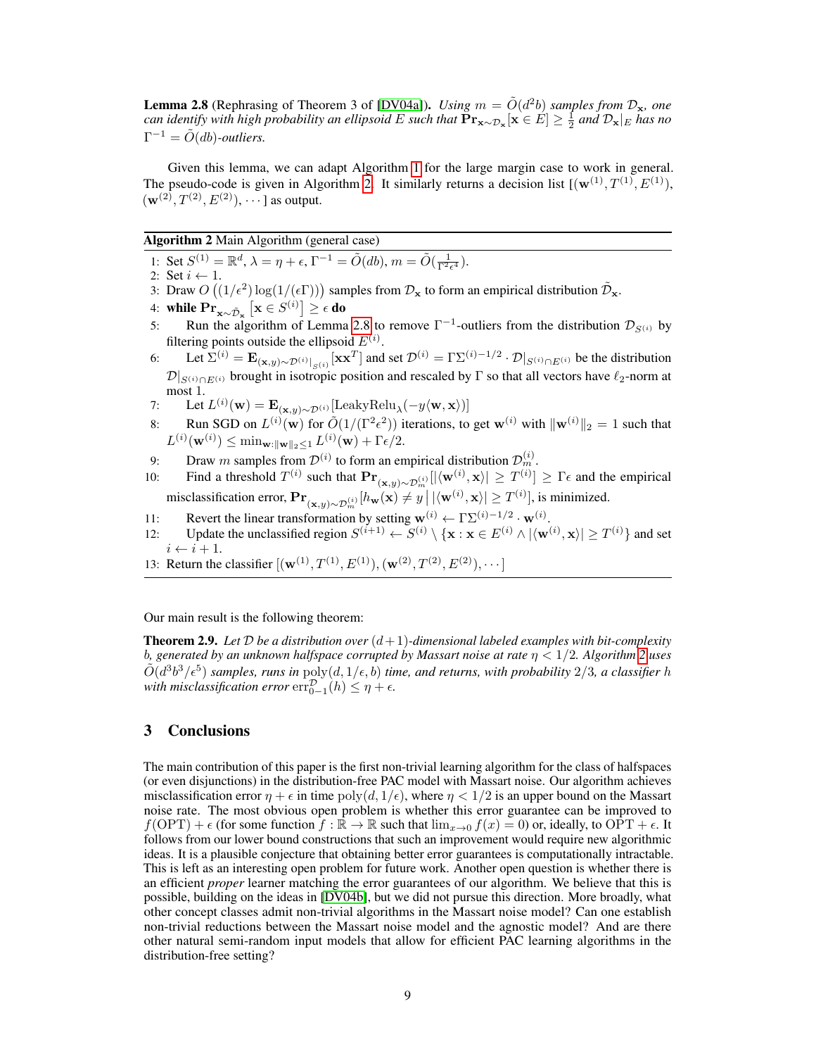**Lemma 2.8** (Rephrasing of Theorem 3 of [DV04a]). *Using $m = \tilde{O}(d^2 b)$ samples from $\mathcal{D}_\mathbf{x}$, one can identify with high probability an ellipsoid $E$ such that $\mathbf{Pr}_{\mathbf{x}\sim\mathcal{D}_\mathbf{x}}[\mathbf{x} \in E] \geq \frac{1}{2}$ and $\mathcal{D}_\mathbf{x}|_E$ has no $\Gamma^{-1} = \tilde{O}(db)$-outliers.*

Given this lemma, we can adapt Algorithm 1 for the large margin case to work in general. The pseudo-code is given in Algorithm 2. It similarly returns a decision list $[(\mathbf{w}^{(1)}, T^{(1)}, E^{(1)}), (\mathbf{w}^{(2)}, T^{(2)}, E^{(2)}), \cdots]$ as output.

**Algorithm 2** Main Algorithm (general case)

1: Set $S^{(1)} = \mathbb{R}^d$, $\lambda = \eta + \epsilon$, $\Gamma^{-1} = \tilde{O}(db)$, $m = \tilde{O}(\frac{1}{\Gamma^2 \epsilon^4})$.
2: Set $i \leftarrow 1$.
3: Draw $O\left((1/\epsilon^2)\log(1/(\epsilon\Gamma))\right)$ samples from $\mathcal{D}_\mathbf{x}$ to form an empirical distribution $\tilde{\mathcal{D}}_\mathbf{x}$.
4: **while** $\mathbf{Pr}_{\mathbf{x}\sim\tilde{\mathcal{D}}_\mathbf{x}}\left[\mathbf{x} \in S^{(i)}\right] \geq \epsilon$ **do**
5: Run the algorithm of Lemma 2.8 to remove $\Gamma^{-1}$-outliers from the distribution $\mathcal{D}_{S^{(i)}}$ by filtering points outside the ellipsoid $E^{(i)}$.
6: Let $\Sigma^{(i)} = \mathbf{E}_{(\mathbf{x},y)\sim\mathcal{D}^{(i)}|_{S^{(i)}}}[\mathbf{x}\mathbf{x}^T]$ and set $\mathcal{D}^{(i)} = \Gamma\Sigma^{(i)-1/2} \cdot \mathcal{D}|_{S^{(i)}\cap E^{(i)}}$ be the distribution $\mathcal{D}|_{S^{(i)}\cap E^{(i)}}$ brought in isotropic position and rescaled by $\Gamma$ so that all vectors have $\ell_2$-norm at most 1.
7: Let $L^{(i)}(\mathbf{w}) = \mathbf{E}_{(\mathbf{x},y)\sim\mathcal{D}^{(i)}}[\mathrm{LeakyRelu}_\lambda(-y\langle\mathbf{w},\mathbf{x}\rangle)]$
8: Run SGD on $L^{(i)}(\mathbf{w})$ for $\tilde{O}(1/(\Gamma^2\epsilon^2))$ iterations, to get $\mathbf{w}^{(i)}$ with $\|\mathbf{w}^{(i)}\|_2 = 1$ such that $L^{(i)}(\mathbf{w}^{(i)}) \leq \min_{\mathbf{w}:\|\mathbf{w}\|_2\leq 1} L^{(i)}(\mathbf{w}) + \Gamma\epsilon/2$.
9: Draw $m$ samples from $\mathcal{D}^{(i)}$ to form an empirical distribution $\mathcal{D}_m^{(i)}$.
10: Find a threshold $T^{(i)}$ such that $\mathbf{Pr}_{(\mathbf{x},y)\sim\mathcal{D}_m^{(i)}}[|\langle\mathbf{w}^{(i)},\mathbf{x}\rangle| \geq T^{(i)}] \geq \Gamma\epsilon$ and the empirical misclassification error, $\mathbf{Pr}_{(\mathbf{x},y)\sim\mathcal{D}_m^{(i)}}[h_\mathbf{w}(\mathbf{x}) \neq y \,\big|\, |\langle\mathbf{w}^{(i)},\mathbf{x}\rangle| \geq T^{(i)}]$, is minimized.
11: Revert the linear transformation by setting $\mathbf{w}^{(i)} \leftarrow \Gamma\Sigma^{(i)-1/2} \cdot \mathbf{w}^{(i)}$.
12: Update the unclassified region $S^{(i+1)} \leftarrow S^{(i)} \setminus \{\mathbf{x} : \mathbf{x} \in E^{(i)} \wedge |\langle\mathbf{w}^{(i)},\mathbf{x}\rangle| \geq T^{(i)}\}$ and set $i \leftarrow i + 1$.
13: Return the classifier $[(\mathbf{w}^{(1)}, T^{(1)}, E^{(1)}), (\mathbf{w}^{(2)}, T^{(2)}, E^{(2)}), \cdots]$

Our main result is the following theorem:

**Theorem 2.9.** *Let $\mathcal{D}$ be a distribution over $(d+1)$-dimensional labeled examples with bit-complexity $b$, generated by an unknown halfspace corrupted by Massart noise at rate $\eta < 1/2$. Algorithm 2 uses $\tilde{O}(d^3 b^3/\epsilon^5)$ samples, runs in $\mathrm{poly}(d, 1/\epsilon, b)$ time, and returns, with probability $2/3$, a classifier $h$ with misclassification error $\mathrm{err}_{0-1}^{\mathcal{D}}(h) \leq \eta + \epsilon$.*

## 3 Conclusions

The main contribution of this paper is the first non-trivial learning algorithm for the class of halfspaces (or even disjunctions) in the distribution-free PAC model with Massart noise. Our algorithm achieves misclassification error $\eta + \epsilon$ in time $\mathrm{poly}(d, 1/\epsilon)$, where $\eta < 1/2$ is an upper bound on the Massart noise rate. The most obvious open problem is whether this error guarantee can be improved to $f(\mathrm{OPT}) + \epsilon$ (for some function $f : \mathbb{R} \to \mathbb{R}$ such that $\lim_{x\to 0} f(x) = 0$) or, ideally, to $\mathrm{OPT} + \epsilon$. It follows from our lower bound constructions that such an improvement would require new algorithmic ideas. It is a plausible conjecture that obtaining better error guarantees is computationally intractable. This is left as an interesting open problem for future work. Another open question is whether there is an efficient *proper* learner matching the error guarantees of our algorithm. We believe that this is possible, building on the ideas in [DV04b], but we did not pursue this direction. More broadly, what other concept classes admit non-trivial algorithms in the Massart noise model? Can one establish non-trivial reductions between the Massart noise model and the agnostic model? And are there other natural semi-random input models that allow for efficient PAC learning algorithms in the distribution-free setting?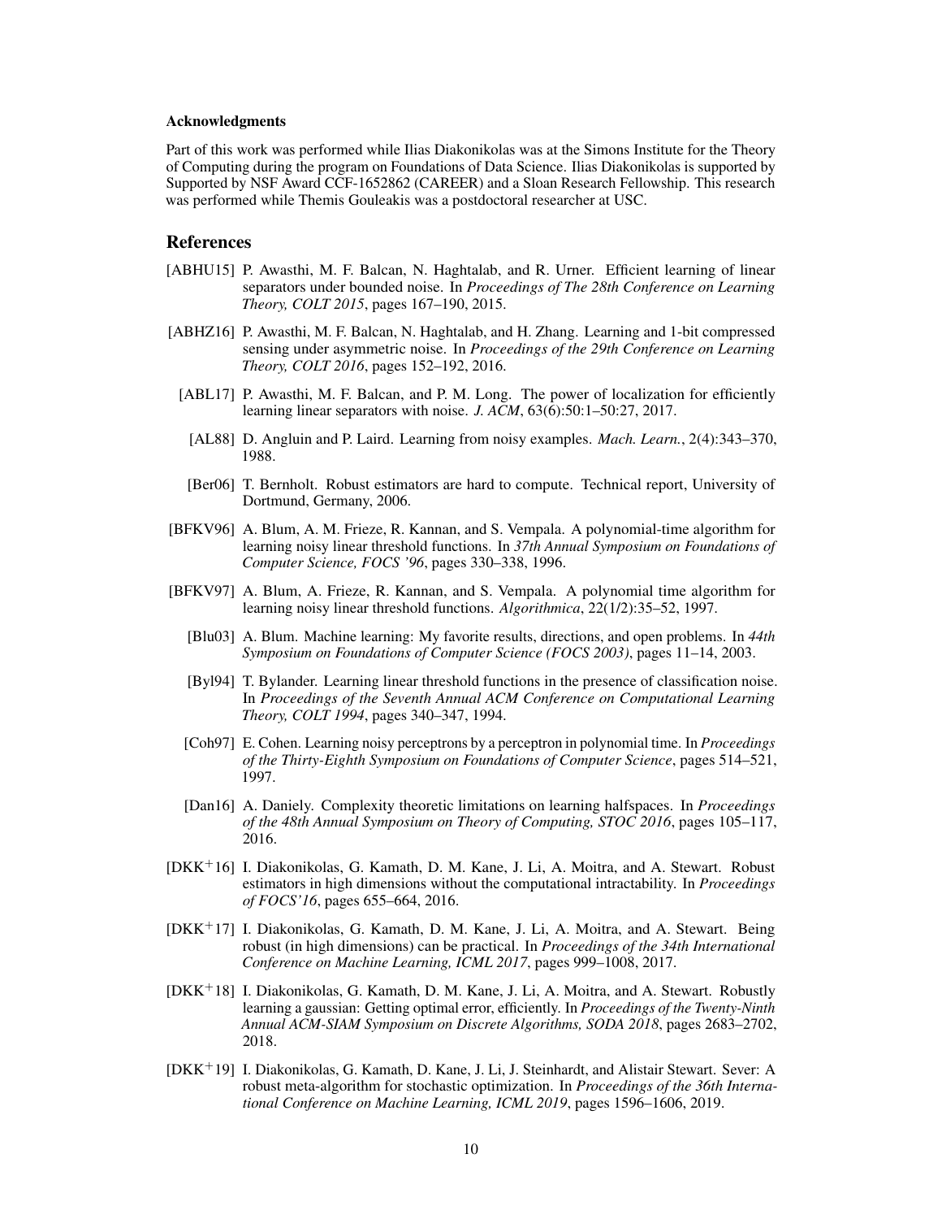**Acknowledgments**

Part of this work was performed while Ilias Diakonikolas was at the Simons Institute for the Theory of Computing during the program on Foundations of Data Science. Ilias Diakonikolas is supported by Supported by NSF Award CCF-1652862 (CAREER) and a Sloan Research Fellowship. This research was performed while Themis Gouleakis was a postdoctoral researcher at USC.

## References

[ABHU15] P. Awasthi, M. F. Balcan, N. Haghtalab, and R. Urner. Efficient learning of linear separators under bounded noise. In *Proceedings of The 28th Conference on Learning Theory, COLT 2015*, pages 167–190, 2015.

[ABHZ16] P. Awasthi, M. F. Balcan, N. Haghtalab, and H. Zhang. Learning and 1-bit compressed sensing under asymmetric noise. In *Proceedings of the 29th Conference on Learning Theory, COLT 2016*, pages 152–192, 2016.

[ABL17] P. Awasthi, M. F. Balcan, and P. M. Long. The power of localization for efficiently learning linear separators with noise. *J. ACM*, 63(6):50:1–50:27, 2017.

[AL88] D. Angluin and P. Laird. Learning from noisy examples. *Mach. Learn.*, 2(4):343–370, 1988.

[Ber06] T. Bernholt. Robust estimators are hard to compute. Technical report, University of Dortmund, Germany, 2006.

[BFKV96] A. Blum, A. M. Frieze, R. Kannan, and S. Vempala. A polynomial-time algorithm for learning noisy linear threshold functions. In *37th Annual Symposium on Foundations of Computer Science, FOCS '96*, pages 330–338, 1996.

[BFKV97] A. Blum, A. Frieze, R. Kannan, and S. Vempala. A polynomial time algorithm for learning noisy linear threshold functions. *Algorithmica*, 22(1/2):35–52, 1997.

[Blu03] A. Blum. Machine learning: My favorite results, directions, and open problems. In *44th Symposium on Foundations of Computer Science (FOCS 2003)*, pages 11–14, 2003.

[Byl94] T. Bylander. Learning linear threshold functions in the presence of classification noise. In *Proceedings of the Seventh Annual ACM Conference on Computational Learning Theory, COLT 1994*, pages 340–347, 1994.

[Coh97] E. Cohen. Learning noisy perceptrons by a perceptron in polynomial time. In *Proceedings of the Thirty-Eighth Symposium on Foundations of Computer Science*, pages 514–521, 1997.

[Dan16] A. Daniely. Complexity theoretic limitations on learning halfspaces. In *Proceedings of the 48th Annual Symposium on Theory of Computing, STOC 2016*, pages 105–117, 2016.

[DKK+16] I. Diakonikolas, G. Kamath, D. M. Kane, J. Li, A. Moitra, and A. Stewart. Robust estimators in high dimensions without the computational intractability. In *Proceedings of FOCS'16*, pages 655–664, 2016.

[DKK+17] I. Diakonikolas, G. Kamath, D. M. Kane, J. Li, A. Moitra, and A. Stewart. Being robust (in high dimensions) can be practical. In *Proceedings of the 34th International Conference on Machine Learning, ICML 2017*, pages 999–1008, 2017.

[DKK+18] I. Diakonikolas, G. Kamath, D. M. Kane, J. Li, A. Moitra, and A. Stewart. Robustly learning a gaussian: Getting optimal error, efficiently. In *Proceedings of the Twenty-Ninth Annual ACM-SIAM Symposium on Discrete Algorithms, SODA 2018*, pages 2683–2702, 2018.

[DKK+19] I. Diakonikolas, G. Kamath, D. Kane, J. Li, J. Steinhardt, and Alistair Stewart. Sever: A robust meta-algorithm for stochastic optimization. In *Proceedings of the 36th International Conference on Machine Learning, ICML 2019*, pages 1596–1606, 2019.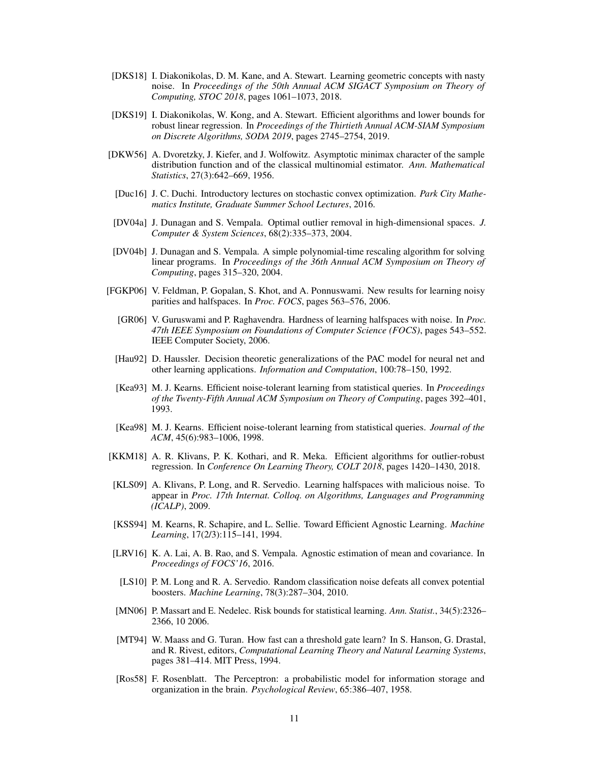[DKS18] I. Diakonikolas, D. M. Kane, and A. Stewart. Learning geometric concepts with nasty noise. In *Proceedings of the 50th Annual ACM SIGACT Symposium on Theory of Computing, STOC 2018*, pages 1061–1073, 2018.

[DKS19] I. Diakonikolas, W. Kong, and A. Stewart. Efficient algorithms and lower bounds for robust linear regression. In *Proceedings of the Thirtieth Annual ACM-SIAM Symposium on Discrete Algorithms, SODA 2019*, pages 2745–2754, 2019.

[DKW56] A. Dvoretzky, J. Kiefer, and J. Wolfowitz. Asymptotic minimax character of the sample distribution function and of the classical multinomial estimator. *Ann. Mathematical Statistics*, 27(3):642–669, 1956.

[Duc16] J. C. Duchi. Introductory lectures on stochastic convex optimization. *Park City Mathematics Institute, Graduate Summer School Lectures*, 2016.

[DV04a] J. Dunagan and S. Vempala. Optimal outlier removal in high-dimensional spaces. *J. Computer & System Sciences*, 68(2):335–373, 2004.

[DV04b] J. Dunagan and S. Vempala. A simple polynomial-time rescaling algorithm for solving linear programs. In *Proceedings of the 36th Annual ACM Symposium on Theory of Computing*, pages 315–320, 2004.

[FGKP06] V. Feldman, P. Gopalan, S. Khot, and A. Ponnuswami. New results for learning noisy parities and halfspaces. In *Proc. FOCS*, pages 563–576, 2006.

[GR06] V. Guruswami and P. Raghavendra. Hardness of learning halfspaces with noise. In *Proc. 47th IEEE Symposium on Foundations of Computer Science (FOCS)*, pages 543–552. IEEE Computer Society, 2006.

[Hau92] D. Haussler. Decision theoretic generalizations of the PAC model for neural net and other learning applications. *Information and Computation*, 100:78–150, 1992.

[Kea93] M. J. Kearns. Efficient noise-tolerant learning from statistical queries. In *Proceedings of the Twenty-Fifth Annual ACM Symposium on Theory of Computing*, pages 392–401, 1993.

[Kea98] M. J. Kearns. Efficient noise-tolerant learning from statistical queries. *Journal of the ACM*, 45(6):983–1006, 1998.

[KKM18] A. R. Klivans, P. K. Kothari, and R. Meka. Efficient algorithms for outlier-robust regression. In *Conference On Learning Theory, COLT 2018*, pages 1420–1430, 2018.

[KLS09] A. Klivans, P. Long, and R. Servedio. Learning halfspaces with malicious noise. To appear in *Proc. 17th Internat. Colloq. on Algorithms, Languages and Programming (ICALP)*, 2009.

[KSS94] M. Kearns, R. Schapire, and L. Sellie. Toward Efficient Agnostic Learning. *Machine Learning*, 17(2/3):115–141, 1994.

[LRV16] K. A. Lai, A. B. Rao, and S. Vempala. Agnostic estimation of mean and covariance. In *Proceedings of FOCS'16*, 2016.

[LS10] P. M. Long and R. A. Servedio. Random classification noise defeats all convex potential boosters. *Machine Learning*, 78(3):287–304, 2010.

[MN06] P. Massart and E. Nedelec. Risk bounds for statistical learning. *Ann. Statist.*, 34(5):2326–2366, 10 2006.

[MT94] W. Maass and G. Turan. How fast can a threshold gate learn? In S. Hanson, G. Drastal, and R. Rivest, editors, *Computational Learning Theory and Natural Learning Systems*, pages 381–414. MIT Press, 1994.

[Ros58] F. Rosenblatt. The Perceptron: a probabilistic model for information storage and organization in the brain. *Psychological Review*, 65:386–407, 1958.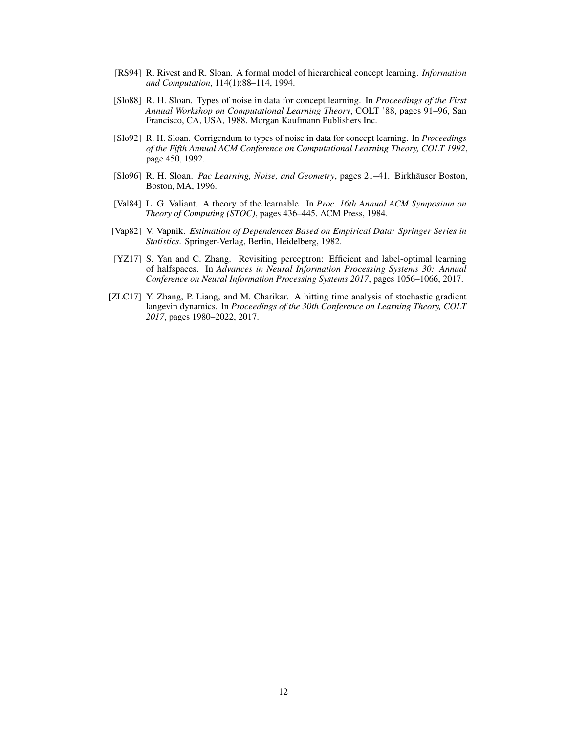[RS94] R. Rivest and R. Sloan. A formal model of hierarchical concept learning. *Information and Computation*, 114(1):88–114, 1994.

[Slo88] R. H. Sloan. Types of noise in data for concept learning. In *Proceedings of the First Annual Workshop on Computational Learning Theory*, COLT '88, pages 91–96, San Francisco, CA, USA, 1988. Morgan Kaufmann Publishers Inc.

[Slo92] R. H. Sloan. Corrigendum to types of noise in data for concept learning. In *Proceedings of the Fifth Annual ACM Conference on Computational Learning Theory, COLT 1992*, page 450, 1992.

[Slo96] R. H. Sloan. *Pac Learning, Noise, and Geometry*, pages 21–41. Birkhäuser Boston, Boston, MA, 1996.

[Val84] L. G. Valiant. A theory of the learnable. In *Proc. 16th Annual ACM Symposium on Theory of Computing (STOC)*, pages 436–445. ACM Press, 1984.

[Vap82] V. Vapnik. *Estimation of Dependences Based on Empirical Data: Springer Series in Statistics*. Springer-Verlag, Berlin, Heidelberg, 1982.

[YZ17] S. Yan and C. Zhang. Revisiting perceptron: Efficient and label-optimal learning of halfspaces. In *Advances in Neural Information Processing Systems 30: Annual Conference on Neural Information Processing Systems 2017*, pages 1056–1066, 2017.

[ZLC17] Y. Zhang, P. Liang, and M. Charikar. A hitting time analysis of stochastic gradient langevin dynamics. In *Proceedings of the 30th Conference on Learning Theory, COLT 2017*, pages 1980–2022, 2017.